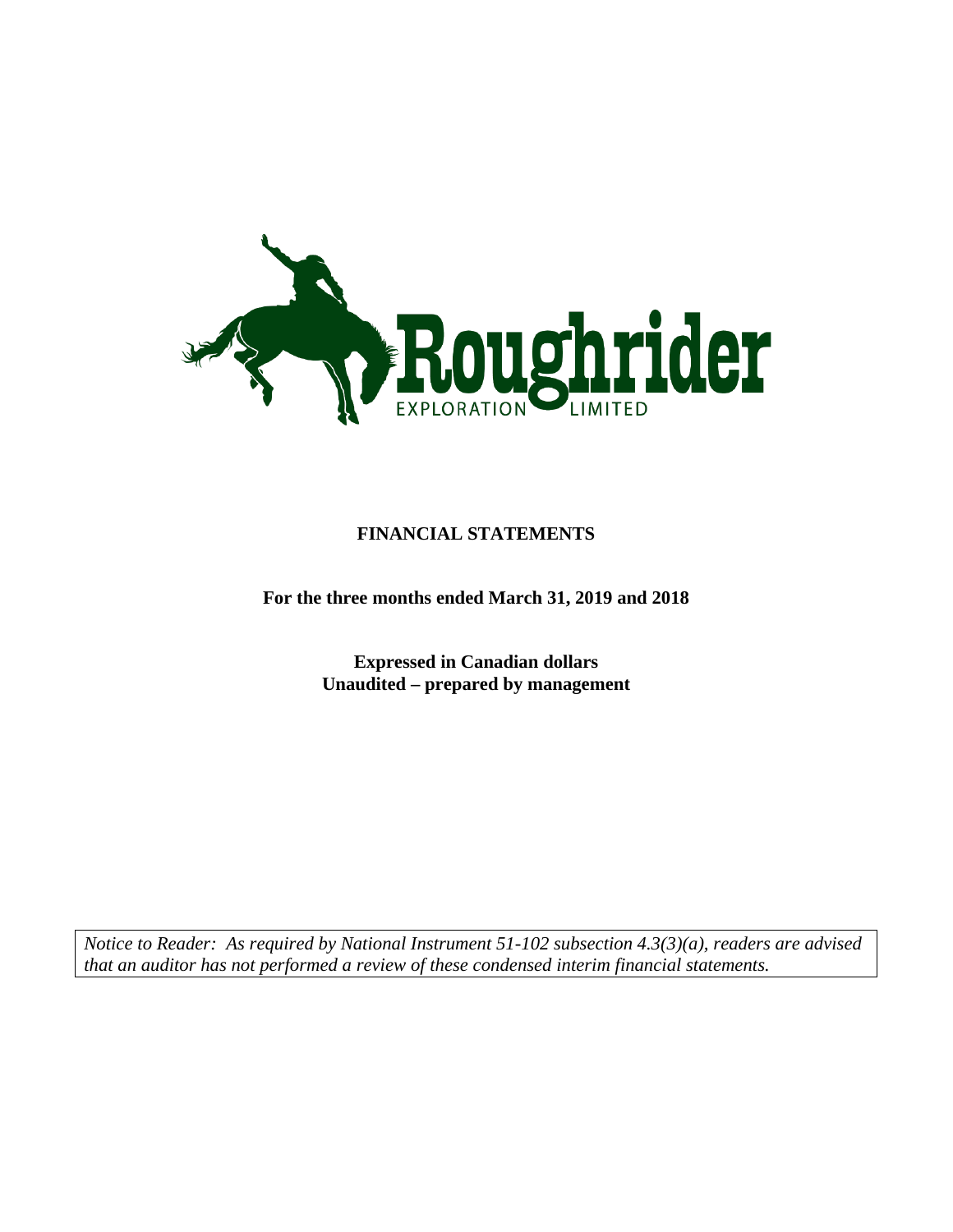Roughrider

EXPLORATION LIMITED

# FINANCIAL STATEMENTS

**For the three months ended March 31, 2019 and 2018**

**Expressed in Canadian dollars**
**Unaudited – prepared by management**

*Notice to Reader: As required by National Instrument 51-102 subsection 4.3(3)(a), readers are advised that an auditor has not performed a review of these condensed interim financial statements.*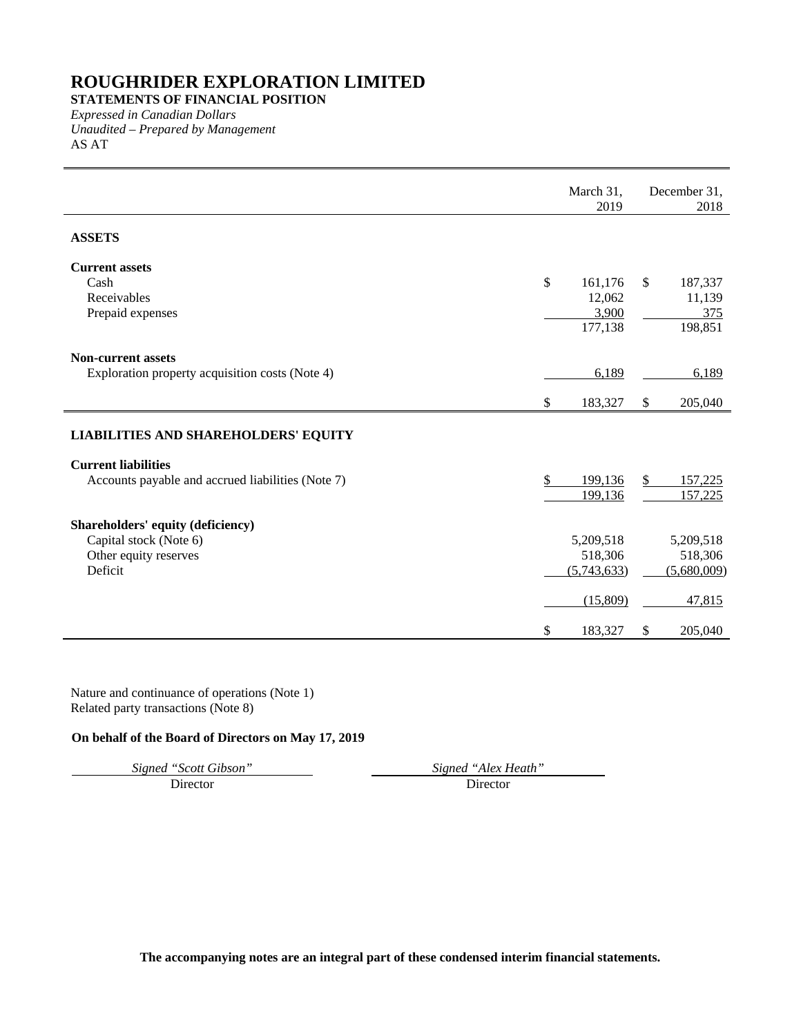# ROUGHRIDER EXPLORATION LIMITED

**STATEMENTS OF FINANCIAL POSITION**

*Expressed in Canadian Dollars*

*Unaudited – Prepared by Management*

AS AT

| | March 31, 2019 | December 31, 2018 |
|---|---|---|
| **ASSETS** | | |
| **Current assets** | | |
| Cash | $ 161,176 | $ 187,337 |
| Receivables | 12,062 | 11,139 |
| Prepaid expenses | 3,900 | 375 |
| | 177,138 | 198,851 |
| **Non-current assets** | | |
| Exploration property acquisition costs (Note 4) | 6,189 | 6,189 |
| | $ 183,327 | $ 205,040 |
| **LIABILITIES AND SHAREHOLDERS' EQUITY** | | |
| **Current liabilities** | | |
| Accounts payable and accrued liabilities (Note 7) | $ 199,136 | $ 157,225 |
| | 199,136 | 157,225 |
| **Shareholders' equity (deficiency)** | | |
| Capital stock (Note 6) | 5,209,518 | 5,209,518 |
| Other equity reserves | 518,306 | 518,306 |
| Deficit | (5,743,633) | (5,680,009) |
| | (15,809) | 47,815 |
| | $ 183,327 | $ 205,040 |

Nature and continuance of operations (Note 1)
Related party transactions (Note 8)

**On behalf of the Board of Directors on May 17, 2019**

*Signed "Scott Gibson"* — Director

*Signed "Alex Heath"* — Director

**The accompanying notes are an integral part of these condensed interim financial statements.**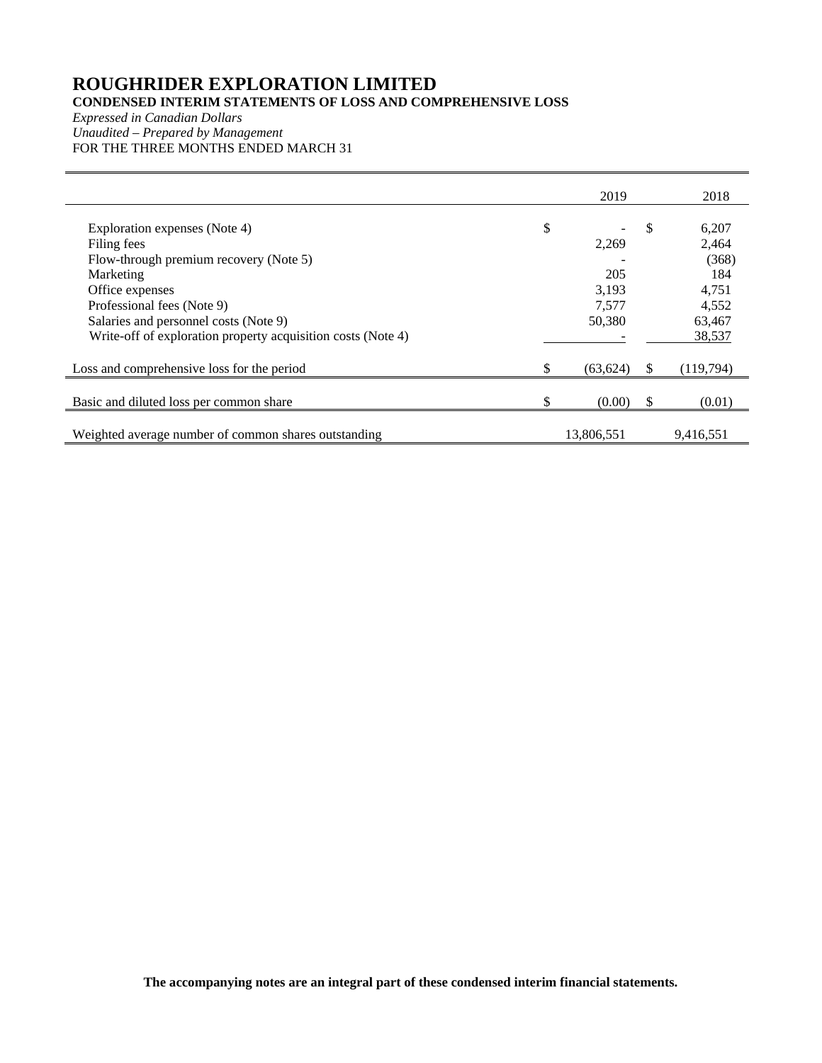# ROUGHRIDER EXPLORATION LIMITED

**CONDENSED INTERIM STATEMENTS OF LOSS AND COMPREHENSIVE LOSS**

*Expressed in Canadian Dollars*

*Unaudited – Prepared by Management*

FOR THE THREE MONTHS ENDED MARCH 31

| | 2019 | 2018 |
|---|---|---|
| Exploration expenses (Note 4) | $ - | $ 6,207 |
| Filing fees | 2,269 | 2,464 |
| Flow-through premium recovery (Note 5) | - | (368) |
| Marketing | 205 | 184 |
| Office expenses | 3,193 | 4,751 |
| Professional fees (Note 9) | 7,577 | 4,552 |
| Salaries and personnel costs (Note 9) | 50,380 | 63,467 |
| Write-off of exploration property acquisition costs (Note 4) | - | 38,537 |
| Loss and comprehensive loss for the period | $ (63,624) | $ (119,794) |
| Basic and diluted loss per common share | $ (0.00) | $ (0.01) |
| Weighted average number of common shares outstanding | 13,806,551 | 9,416,551 |

**The accompanying notes are an integral part of these condensed interim financial statements.**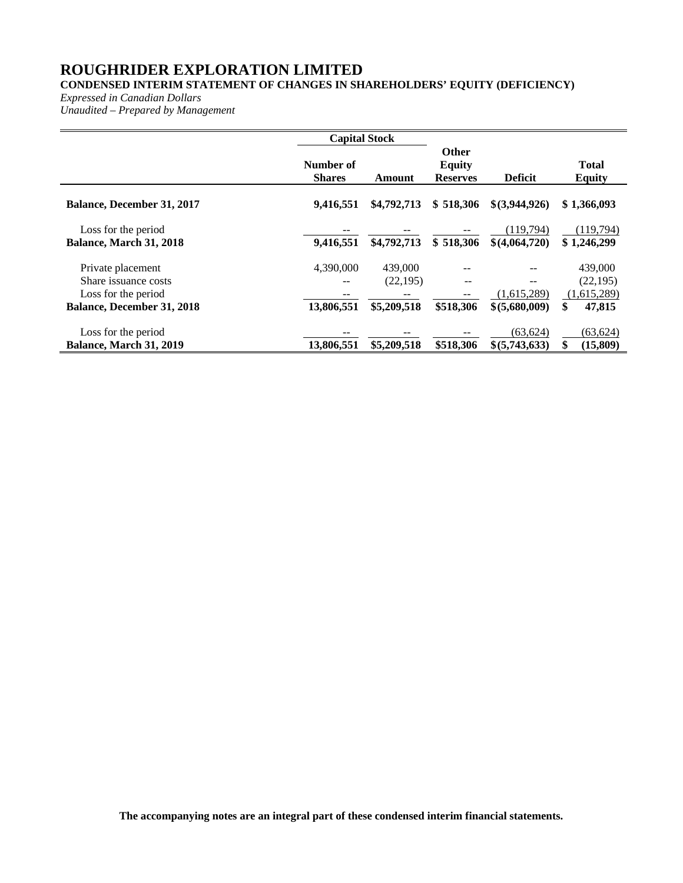# ROUGHRIDER EXPLORATION LIMITED

**CONDENSED INTERIM STATEMENT OF CHANGES IN SHAREHOLDERS' EQUITY (DEFICIENCY)**

*Expressed in Canadian Dollars*

*Unaudited – Prepared by Management*

| | Capital Stock | | | | |
|---|---|---|---|---|---|
| | Number of Shares | Amount | Other Equity Reserves | Deficit | Total Equity |
| **Balance, December 31, 2017** | **9,416,551** | **$4,792,713** | **$ 518,306** | **$(3,944,926)** | **$ 1,366,093** |
| Loss for the period | -- | -- | -- | (119,794) | (119,794) |
| **Balance, March 31, 2018** | **9,416,551** | **$4,792,713** | **$ 518,306** | **$(4,064,720)** | **$ 1,246,299** |
| Private placement | 4,390,000 | 439,000 | -- | -- | 439,000 |
| Share issuance costs | -- | (22,195) | -- | -- | (22,195) |
| Loss for the period | -- | -- | -- | (1,615,289) | (1,615,289) |
| **Balance, December 31, 2018** | **13,806,551** | **$5,209,518** | **$518,306** | **$(5,680,009)** | **$ 47,815** |
| Loss for the period | -- | -- | -- | (63,624) | (63,624) |
| **Balance, March 31, 2019** | **13,806,551** | **$5,209,518** | **$518,306** | **$(5,743,633)** | **$ (15,809)** |

**The accompanying notes are an integral part of these condensed interim financial statements.**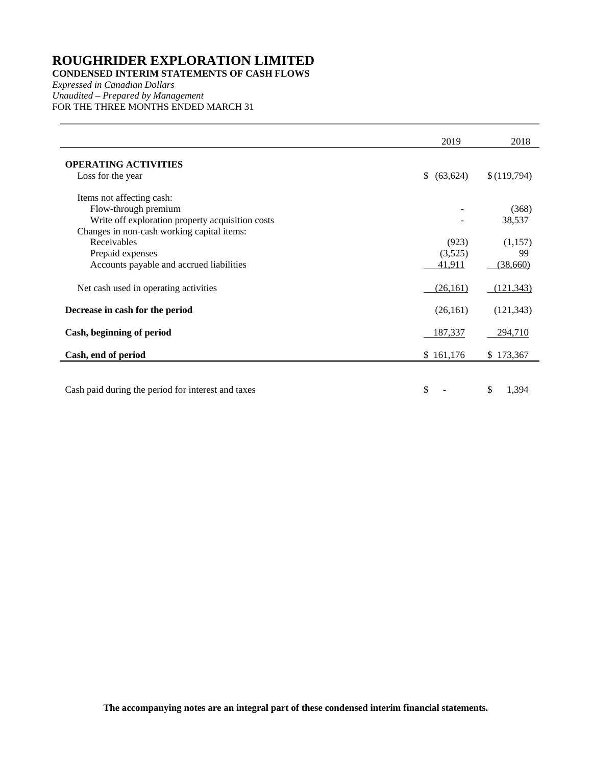# ROUGHRIDER EXPLORATION LIMITED

**CONDENSED INTERIM STATEMENTS OF CASH FLOWS**

*Expressed in Canadian Dollars*

*Unaudited – Prepared by Management*

FOR THE THREE MONTHS ENDED MARCH 31

| | 2019 | 2018 |
|---|---|---|
| **OPERATING ACTIVITIES** | | |
| Loss for the year | $ (63,624) | $ (119,794) |
| Items not affecting cash: | | |
| Flow-through premium | - | (368) |
| Write off exploration property acquisition costs | - | 38,537 |
| Changes in non-cash working capital items: | | |
| Receivables | (923) | (1,157) |
| Prepaid expenses | (3,525) | 99 |
| Accounts payable and accrued liabilities | 41,911 | (38,660) |
| Net cash used in operating activities | (26,161) | (121,343) |
| **Decrease in cash for the period** | (26,161) | (121,343) |
| **Cash, beginning of period** | 187,337 | 294,710 |
| **Cash, end of period** | $ 161,176 | $ 173,367 |
| Cash paid during the period for interest and taxes | $ - | $ 1,394 |

**The accompanying notes are an integral part of these condensed interim financial statements.**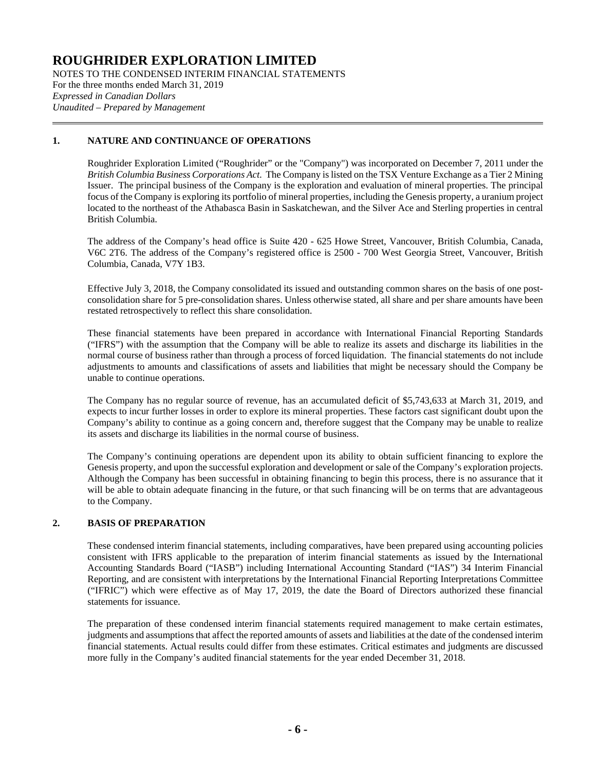# ROUGHRIDER EXPLORATION LIMITED

NOTES TO THE CONDENSED INTERIM FINANCIAL STATEMENTS
For the three months ended March 31, 2019
*Expressed in Canadian Dollars*
*Unaudited – Prepared by Management*

## 1. NATURE AND CONTINUANCE OF OPERATIONS

Roughrider Exploration Limited ("Roughrider" or the "Company") was incorporated on December 7, 2011 under the *British Columbia Business Corporations Act*. The Company is listed on the TSX Venture Exchange as a Tier 2 Mining Issuer. The principal business of the Company is the exploration and evaluation of mineral properties. The principal focus of the Company is exploring its portfolio of mineral properties, including the Genesis property, a uranium project located to the northeast of the Athabasca Basin in Saskatchewan, and the Silver Ace and Sterling properties in central British Columbia.

The address of the Company's head office is Suite 420 - 625 Howe Street, Vancouver, British Columbia, Canada, V6C 2T6. The address of the Company's registered office is 2500 - 700 West Georgia Street, Vancouver, British Columbia, Canada, V7Y 1B3.

Effective July 3, 2018, the Company consolidated its issued and outstanding common shares on the basis of one post-consolidation share for 5 pre-consolidation shares. Unless otherwise stated, all share and per share amounts have been restated retrospectively to reflect this share consolidation.

These financial statements have been prepared in accordance with International Financial Reporting Standards ("IFRS") with the assumption that the Company will be able to realize its assets and discharge its liabilities in the normal course of business rather than through a process of forced liquidation. The financial statements do not include adjustments to amounts and classifications of assets and liabilities that might be necessary should the Company be unable to continue operations.

The Company has no regular source of revenue, has an accumulated deficit of $5,743,633 at March 31, 2019, and expects to incur further losses in order to explore its mineral properties. These factors cast significant doubt upon the Company's ability to continue as a going concern and, therefore suggest that the Company may be unable to realize its assets and discharge its liabilities in the normal course of business.

The Company's continuing operations are dependent upon its ability to obtain sufficient financing to explore the Genesis property, and upon the successful exploration and development or sale of the Company's exploration projects. Although the Company has been successful in obtaining financing to begin this process, there is no assurance that it will be able to obtain adequate financing in the future, or that such financing will be on terms that are advantageous to the Company.

## 2. BASIS OF PREPARATION

These condensed interim financial statements, including comparatives, have been prepared using accounting policies consistent with IFRS applicable to the preparation of interim financial statements as issued by the International Accounting Standards Board ("IASB") including International Accounting Standard ("IAS") 34 Interim Financial Reporting, and are consistent with interpretations by the International Financial Reporting Interpretations Committee ("IFRIC") which were effective as of May 17, 2019, the date the Board of Directors authorized these financial statements for issuance.

The preparation of these condensed interim financial statements required management to make certain estimates, judgments and assumptions that affect the reported amounts of assets and liabilities at the date of the condensed interim financial statements. Actual results could differ from these estimates. Critical estimates and judgments are discussed more fully in the Company's audited financial statements for the year ended December 31, 2018.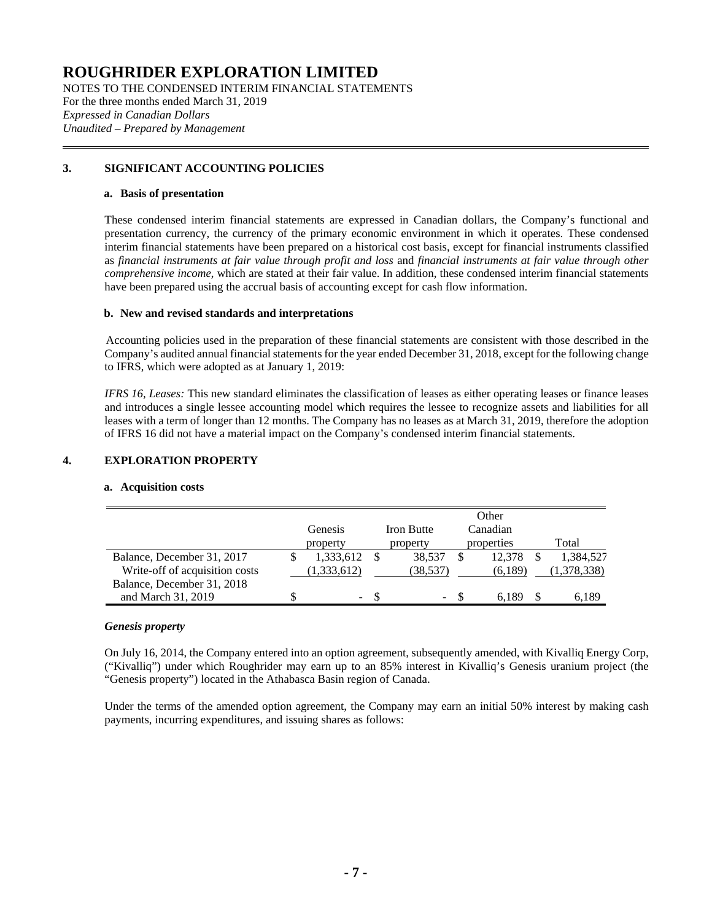# ROUGHRIDER EXPLORATION LIMITED

NOTES TO THE CONDENSED INTERIM FINANCIAL STATEMENTS
For the three months ended March 31, 2019
*Expressed in Canadian Dollars*
*Unaudited – Prepared by Management*

## 3. SIGNIFICANT ACCOUNTING POLICIES

### a. Basis of presentation

These condensed interim financial statements are expressed in Canadian dollars, the Company's functional and presentation currency, the currency of the primary economic environment in which it operates. These condensed interim financial statements have been prepared on a historical cost basis, except for financial instruments classified as *financial instruments at fair value through profit and loss* and *financial instruments at fair value through other comprehensive income*, which are stated at their fair value. In addition, these condensed interim financial statements have been prepared using the accrual basis of accounting except for cash flow information.

### b. New and revised standards and interpretations

Accounting policies used in the preparation of these financial statements are consistent with those described in the Company's audited annual financial statements for the year ended December 31, 2018, except for the following change to IFRS, which were adopted as at January 1, 2019:

*IFRS 16, Leases:* This new standard eliminates the classification of leases as either operating leases or finance leases and introduces a single lessee accounting model which requires the lessee to recognize assets and liabilities for all leases with a term of longer than 12 months. The Company has no leases as at March 31, 2019, therefore the adoption of IFRS 16 did not have a material impact on the Company's condensed interim financial statements.

## 4. EXPLORATION PROPERTY

### a. Acquisition costs

| | Genesis property | Iron Butte property | Other Canadian properties | Total |
|---|---|---|---|---|
| Balance, December 31, 2017 | $ 1,333,612 | $ 38,537 | $ 12,378 | $ 1,384,527 |
| Write-off of acquisition costs | (1,333,612) | (38,537) | (6,189) | (1,378,338) |
| Balance, December 31, 2018 and March 31, 2019 | $ - | $ - | $ 6,189 | $ 6,189 |

***Genesis property***

On July 16, 2014, the Company entered into an option agreement, subsequently amended, with Kivalliq Energy Corp, ("Kivalliq") under which Roughrider may earn up to an 85% interest in Kivalliq's Genesis uranium project (the "Genesis property") located in the Athabasca Basin region of Canada.

Under the terms of the amended option agreement, the Company may earn an initial 50% interest by making cash payments, incurring expenditures, and issuing shares as follows: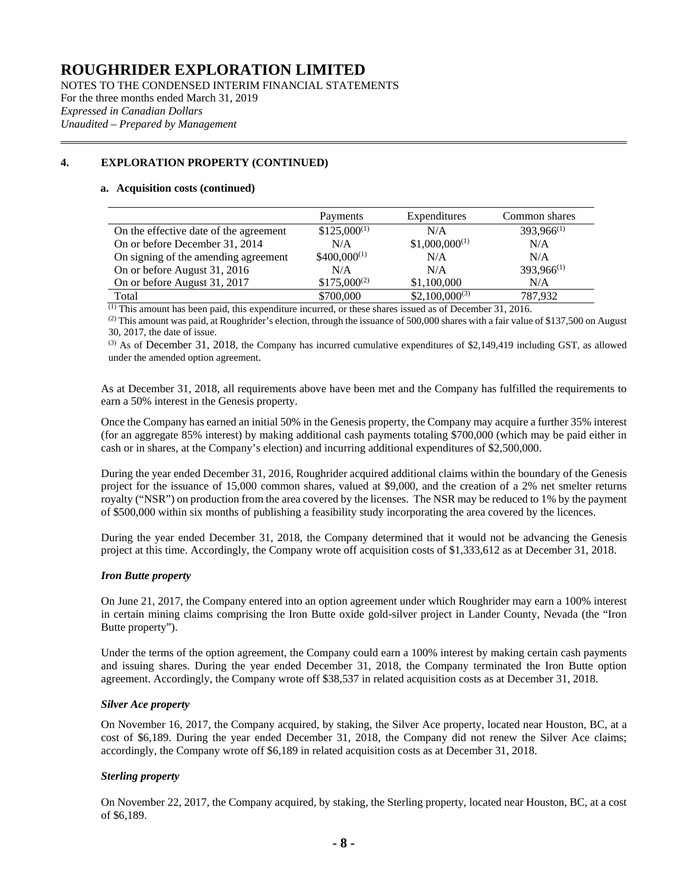# ROUGHRIDER EXPLORATION LIMITED

NOTES TO THE CONDENSED INTERIM FINANCIAL STATEMENTS
For the three months ended March 31, 2019
*Expressed in Canadian Dollars*
*Unaudited – Prepared by Management*

## 4. EXPLORATION PROPERTY (CONTINUED)

### a. Acquisition costs (continued)

| | Payments | Expenditures | Common shares |
|---|---|---|---|
| On the effective date of the agreement | $125,000[(1)] | N/A | 393,966[(1)] |
| On or before December 31, 2014 | N/A | $1,000,000[(1)] | N/A |
| On signing of the amending agreement | $400,000[(1)] | N/A | N/A |
| On or before August 31, 2016 | N/A | N/A | 393,966[(1)] |
| On or before August 31, 2017 | $175,000[(2)] | $1,100,000 | N/A |
| Total | $700,000 | $2,100,000[(3)] | 787,932 |

(1) This amount has been paid, this expenditure incurred, or these shares issued as of December 31, 2016.

(2) This amount was paid, at Roughrider's election, through the issuance of 500,000 shares with a fair value of $137,500 on August 30, 2017, the date of issue.

(3) As of December 31, 2018, the Company has incurred cumulative expenditures of $2,149,419 including GST, as allowed under the amended option agreement.

As at December 31, 2018, all requirements above have been met and the Company has fulfilled the requirements to earn a 50% interest in the Genesis property.

Once the Company has earned an initial 50% in the Genesis property, the Company may acquire a further 35% interest (for an aggregate 85% interest) by making additional cash payments totaling $700,000 (which may be paid either in cash or in shares, at the Company's election) and incurring additional expenditures of $2,500,000.

During the year ended December 31, 2016, Roughrider acquired additional claims within the boundary of the Genesis project for the issuance of 15,000 common shares, valued at $9,000, and the creation of a 2% net smelter returns royalty ("NSR") on production from the area covered by the licenses. The NSR may be reduced to 1% by the payment of $500,000 within six months of publishing a feasibility study incorporating the area covered by the licences.

During the year ended December 31, 2018, the Company determined that it would not be advancing the Genesis project at this time. Accordingly, the Company wrote off acquisition costs of $1,333,612 as at December 31, 2018.

***Iron Butte property***

On June 21, 2017, the Company entered into an option agreement under which Roughrider may earn a 100% interest in certain mining claims comprising the Iron Butte oxide gold-silver project in Lander County, Nevada (the "Iron Butte property").

Under the terms of the option agreement, the Company could earn a 100% interest by making certain cash payments and issuing shares. During the year ended December 31, 2018, the Company terminated the Iron Butte option agreement. Accordingly, the Company wrote off $38,537 in related acquisition costs as at December 31, 2018.

***Silver Ace property***

On November 16, 2017, the Company acquired, by staking, the Silver Ace property, located near Houston, BC, at a cost of $6,189. During the year ended December 31, 2018, the Company did not renew the Silver Ace claims; accordingly, the Company wrote off $6,189 in related acquisition costs as at December 31, 2018.

***Sterling property***

On November 22, 2017, the Company acquired, by staking, the Sterling property, located near Houston, BC, at a cost of $6,189.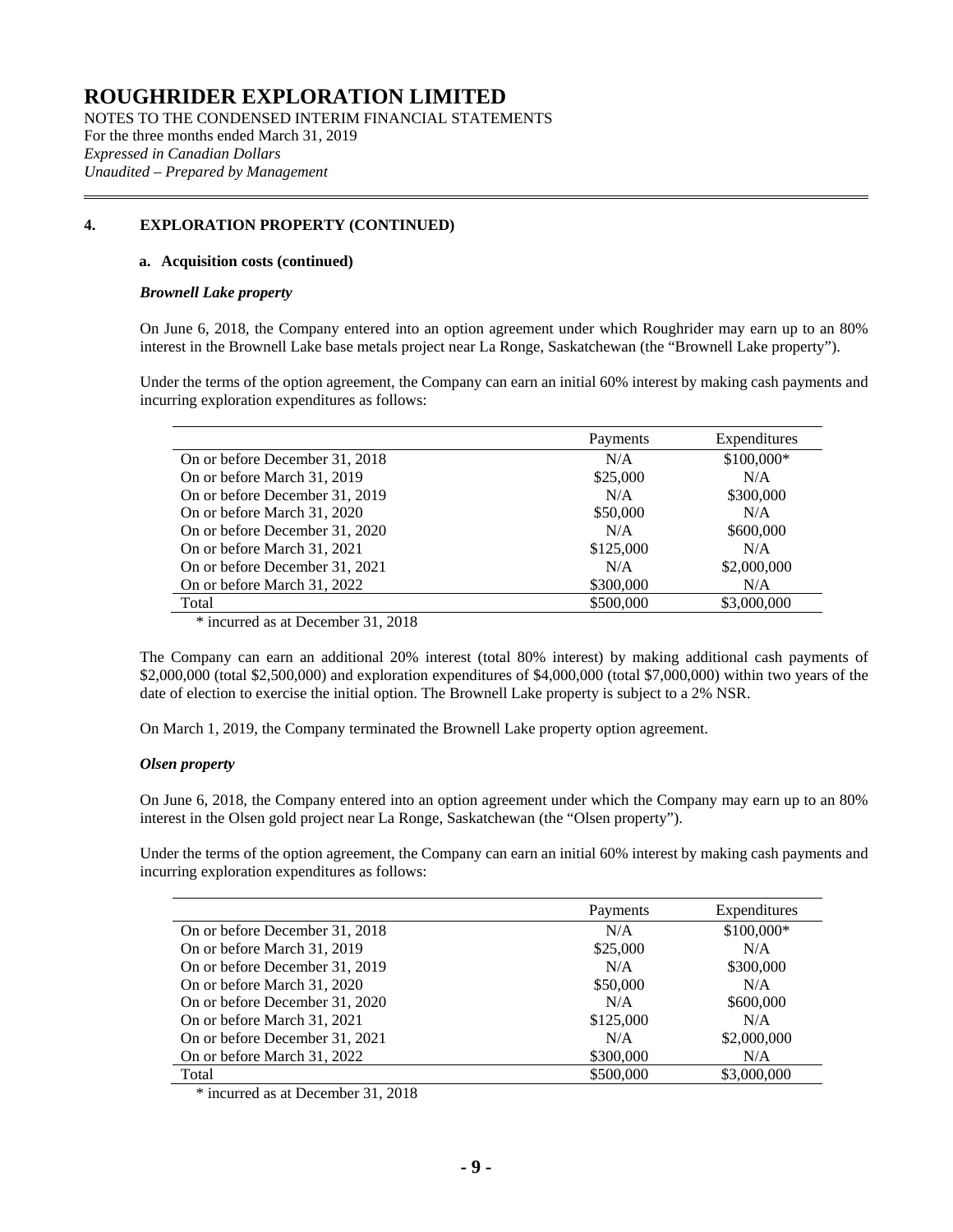# ROUGHRIDER EXPLORATION LIMITED

NOTES TO THE CONDENSED INTERIM FINANCIAL STATEMENTS
For the three months ended March 31, 2019
*Expressed in Canadian Dollars*
*Unaudited – Prepared by Management*

## 4. EXPLORATION PROPERTY (CONTINUED)

### a. Acquisition costs (continued)

***Brownell Lake property***

On June 6, 2018, the Company entered into an option agreement under which Roughrider may earn up to an 80% interest in the Brownell Lake base metals project near La Ronge, Saskatchewan (the "Brownell Lake property").

Under the terms of the option agreement, the Company can earn an initial 60% interest by making cash payments and incurring exploration expenditures as follows:

| | Payments | Expenditures |
|---|---|---|
| On or before December 31, 2018 | N/A | $100,000* |
| On or before March 31, 2019 | $25,000 | N/A |
| On or before December 31, 2019 | N/A | $300,000 |
| On or before March 31, 2020 | $50,000 | N/A |
| On or before December 31, 2020 | N/A | $600,000 |
| On or before March 31, 2021 | $125,000 | N/A |
| On or before December 31, 2021 | N/A | $2,000,000 |
| On or before March 31, 2022 | $300,000 | N/A |
| Total | $500,000 | $3,000,000 |

\* incurred as at December 31, 2018

The Company can earn an additional 20% interest (total 80% interest) by making additional cash payments of $2,000,000 (total $2,500,000) and exploration expenditures of $4,000,000 (total $7,000,000) within two years of the date of election to exercise the initial option. The Brownell Lake property is subject to a 2% NSR.

On March 1, 2019, the Company terminated the Brownell Lake property option agreement.

***Olsen property***

On June 6, 2018, the Company entered into an option agreement under which the Company may earn up to an 80% interest in the Olsen gold project near La Ronge, Saskatchewan (the "Olsen property").

Under the terms of the option agreement, the Company can earn an initial 60% interest by making cash payments and incurring exploration expenditures as follows:

| | Payments | Expenditures |
|---|---|---|
| On or before December 31, 2018 | N/A | $100,000* |
| On or before March 31, 2019 | $25,000 | N/A |
| On or before December 31, 2019 | N/A | $300,000 |
| On or before March 31, 2020 | $50,000 | N/A |
| On or before December 31, 2020 | N/A | $600,000 |
| On or before March 31, 2021 | $125,000 | N/A |
| On or before December 31, 2021 | N/A | $2,000,000 |
| On or before March 31, 2022 | $300,000 | N/A |
| Total | $500,000 | $3,000,000 |

\* incurred as at December 31, 2018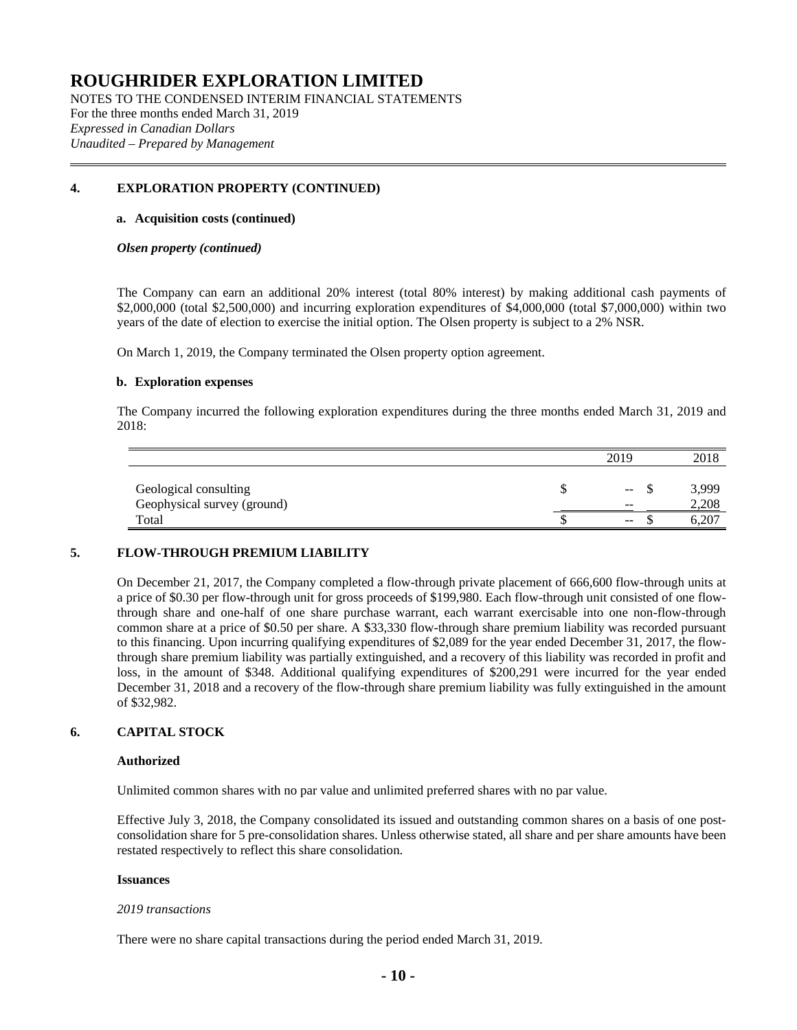# ROUGHRIDER EXPLORATION LIMITED

NOTES TO THE CONDENSED INTERIM FINANCIAL STATEMENTS
For the three months ended March 31, 2019
*Expressed in Canadian Dollars*
*Unaudited – Prepared by Management*

## 4. EXPLORATION PROPERTY (CONTINUED)

### a. Acquisition costs (continued)

***Olsen property (continued)***

The Company can earn an additional 20% interest (total 80% interest) by making additional cash payments of \$2,000,000 (total \$2,500,000) and incurring exploration expenditures of \$4,000,000 (total \$7,000,000) within two years of the date of election to exercise the initial option. The Olsen property is subject to a 2% NSR.

On March 1, 2019, the Company terminated the Olsen property option agreement.

### b. Exploration expenses

The Company incurred the following exploration expenditures during the three months ended March 31, 2019 and 2018:

| | 2019 | 2018 |
|---|---|---|
| Geological consulting | \$ -- | \$ 3,999 |
| Geophysical survey (ground) | -- | 2,208 |
| Total | \$ -- | \$ 6,207 |

## 5. FLOW-THROUGH PREMIUM LIABILITY

On December 21, 2017, the Company completed a flow-through private placement of 666,600 flow-through units at a price of \$0.30 per flow-through unit for gross proceeds of \$199,980. Each flow-through unit consisted of one flow-through share and one-half of one share purchase warrant, each warrant exercisable into one non-flow-through common share at a price of \$0.50 per share. A \$33,330 flow-through share premium liability was recorded pursuant to this financing. Upon incurring qualifying expenditures of \$2,089 for the year ended December 31, 2017, the flow-through share premium liability was partially extinguished, and a recovery of this liability was recorded in profit and loss, in the amount of \$348. Additional qualifying expenditures of \$200,291 were incurred for the year ended December 31, 2018 and a recovery of the flow-through share premium liability was fully extinguished in the amount of \$32,982.

## 6. CAPITAL STOCK

**Authorized**

Unlimited common shares with no par value and unlimited preferred shares with no par value.

Effective July 3, 2018, the Company consolidated its issued and outstanding common shares on a basis of one post-consolidation share for 5 pre-consolidation shares. Unless otherwise stated, all share and per share amounts have been restated respectively to reflect this share consolidation.

**Issuances**

*2019 transactions*

There were no share capital transactions during the period ended March 31, 2019.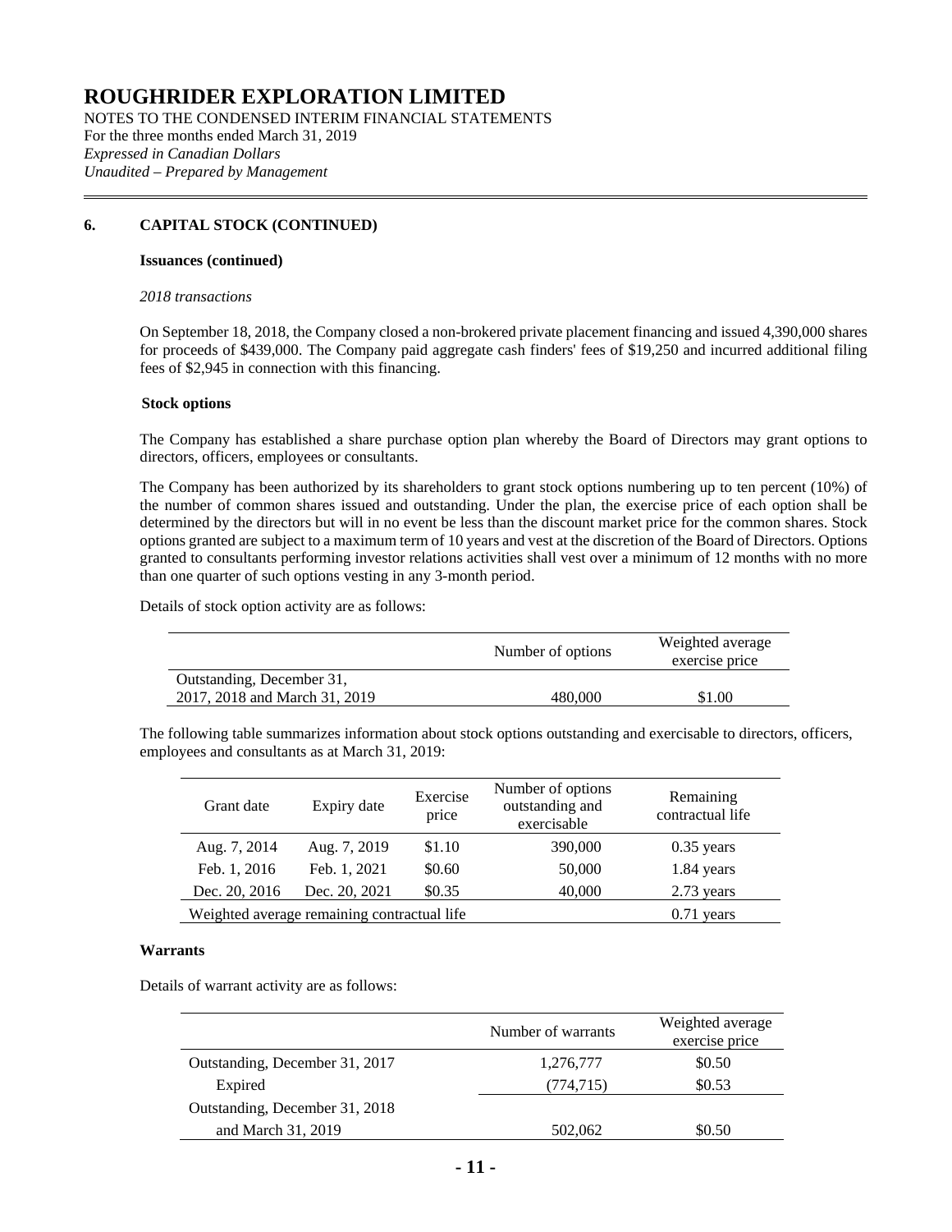## 6. CAPITAL STOCK (CONTINUED)

**Issuances (continued)**

*2018 transactions*

On September 18, 2018, the Company closed a non-brokered private placement financing and issued 4,390,000 shares for proceeds of $439,000. The Company paid aggregate cash finders' fees of $19,250 and incurred additional filing fees of $2,945 in connection with this financing.

**Stock options**

The Company has established a share purchase option plan whereby the Board of Directors may grant options to directors, officers, employees or consultants.

The Company has been authorized by its shareholders to grant stock options numbering up to ten percent (10%) of the number of common shares issued and outstanding. Under the plan, the exercise price of each option shall be determined by the directors but will in no event be less than the discount market price for the common shares. Stock options granted are subject to a maximum term of 10 years and vest at the discretion of the Board of Directors. Options granted to consultants performing investor relations activities shall vest over a minimum of 12 months with no more than one quarter of such options vesting in any 3-month period.

Details of stock option activity are as follows:

| | Number of options | Weighted average exercise price |
|---|---|---|
| Outstanding, December 31, 2017, 2018 and March 31, 2019 | 480,000 | $1.00 |

The following table summarizes information about stock options outstanding and exercisable to directors, officers, employees and consultants as at March 31, 2019:

| Grant date | Expiry date | Exercise price | Number of options outstanding and exercisable | Remaining contractual life |
|---|---|---|---|---|
| Aug. 7, 2014 | Aug. 7, 2019 | $1.10 | 390,000 | 0.35 years |
| Feb. 1, 2016 | Feb. 1, 2021 | $0.60 | 50,000 | 1.84 years |
| Dec. 20, 2016 | Dec. 20, 2021 | $0.35 | 40,000 | 2.73 years |
| Weighted average remaining contractual life | | | | 0.71 years |

**Warrants**

Details of warrant activity are as follows:

| | Number of warrants | Weighted average exercise price |
|---|---|---|
| Outstanding, December 31, 2017 | 1,276,777 | $0.50 |
| Expired | (774,715) | $0.53 |
| Outstanding, December 31, 2018 and March 31, 2019 | 502,062 | $0.50 |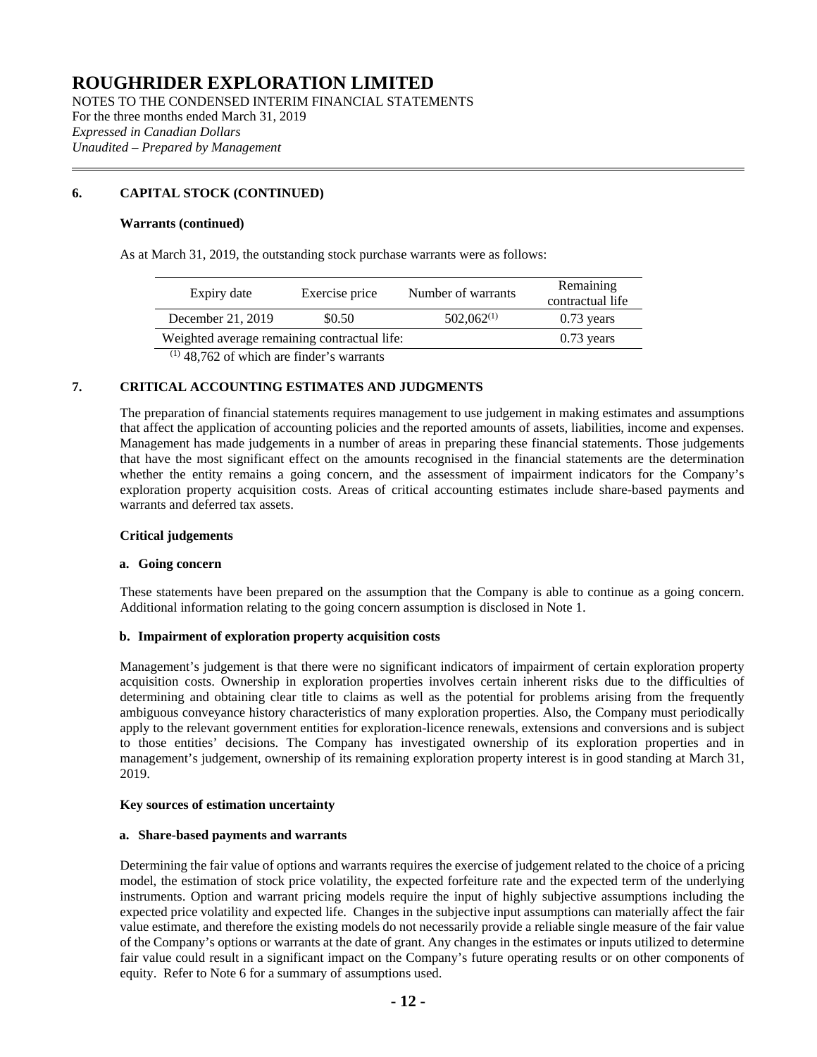# ROUGHRIDER EXPLORATION LIMITED

NOTES TO THE CONDENSED INTERIM FINANCIAL STATEMENTS
For the three months ended March 31, 2019
*Expressed in Canadian Dollars*
*Unaudited – Prepared by Management*

## 6. CAPITAL STOCK (CONTINUED)

**Warrants (continued)**

As at March 31, 2019, the outstanding stock purchase warrants were as follows:

| Expiry date | Exercise price | Number of warrants | Remaining contractual life |
|---|---|---|---|
| December 21, 2019 | \$0.50 | 502,062[1] | 0.73 years |
| Weighted average remaining contractual life: | | | 0.73 years |

[1] 48,762 of which are finder's warrants

## 7. CRITICAL ACCOUNTING ESTIMATES AND JUDGMENTS

The preparation of financial statements requires management to use judgement in making estimates and assumptions that affect the application of accounting policies and the reported amounts of assets, liabilities, income and expenses. Management has made judgements in a number of areas in preparing these financial statements. Those judgements that have the most significant effect on the amounts recognised in the financial statements are the determination whether the entity remains a going concern, and the assessment of impairment indicators for the Company's exploration property acquisition costs. Areas of critical accounting estimates include share-based payments and warrants and deferred tax assets.

**Critical judgements**

**a. Going concern**

These statements have been prepared on the assumption that the Company is able to continue as a going concern. Additional information relating to the going concern assumption is disclosed in Note 1.

**b. Impairment of exploration property acquisition costs**

Management's judgement is that there were no significant indicators of impairment of certain exploration property acquisition costs. Ownership in exploration properties involves certain inherent risks due to the difficulties of determining and obtaining clear title to claims as well as the potential for problems arising from the frequently ambiguous conveyance history characteristics of many exploration properties. Also, the Company must periodically apply to the relevant government entities for exploration-licence renewals, extensions and conversions and is subject to those entities' decisions. The Company has investigated ownership of its exploration properties and in management's judgement, ownership of its remaining exploration property interest is in good standing at March 31, 2019.

**Key sources of estimation uncertainty**

**a. Share-based payments and warrants**

Determining the fair value of options and warrants requires the exercise of judgement related to the choice of a pricing model, the estimation of stock price volatility, the expected forfeiture rate and the expected term of the underlying instruments. Option and warrant pricing models require the input of highly subjective assumptions including the expected price volatility and expected life. Changes in the subjective input assumptions can materially affect the fair value estimate, and therefore the existing models do not necessarily provide a reliable single measure of the fair value of the Company's options or warrants at the date of grant. Any changes in the estimates or inputs utilized to determine fair value could result in a significant impact on the Company's future operating results or on other components of equity. Refer to Note 6 for a summary of assumptions used.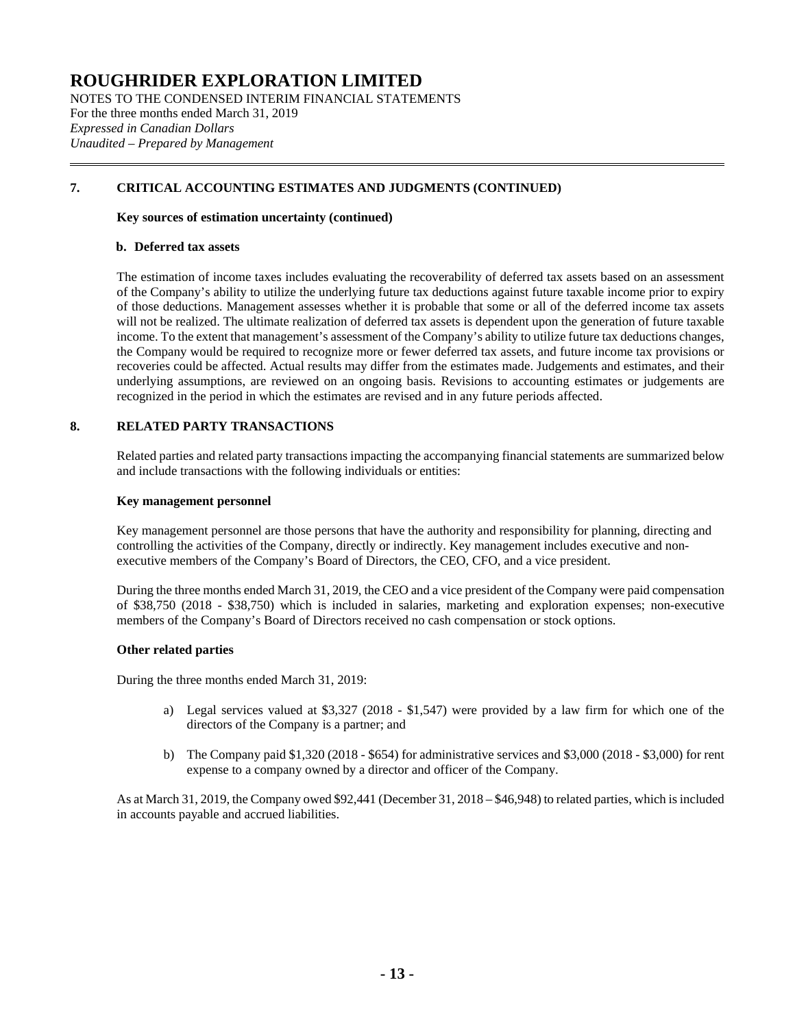# ROUGHRIDER EXPLORATION LIMITED

NOTES TO THE CONDENSED INTERIM FINANCIAL STATEMENTS
For the three months ended March 31, 2019
*Expressed in Canadian Dollars*
*Unaudited – Prepared by Management*

## 7. CRITICAL ACCOUNTING ESTIMATES AND JUDGMENTS (CONTINUED)

**Key sources of estimation uncertainty (continued)**

**b. Deferred tax assets**

The estimation of income taxes includes evaluating the recoverability of deferred tax assets based on an assessment of the Company's ability to utilize the underlying future tax deductions against future taxable income prior to expiry of those deductions. Management assesses whether it is probable that some or all of the deferred income tax assets will not be realized. The ultimate realization of deferred tax assets is dependent upon the generation of future taxable income. To the extent that management's assessment of the Company's ability to utilize future tax deductions changes, the Company would be required to recognize more or fewer deferred tax assets, and future income tax provisions or recoveries could be affected. Actual results may differ from the estimates made. Judgements and estimates, and their underlying assumptions, are reviewed on an ongoing basis. Revisions to accounting estimates or judgements are recognized in the period in which the estimates are revised and in any future periods affected.

## 8. RELATED PARTY TRANSACTIONS

Related parties and related party transactions impacting the accompanying financial statements are summarized below and include transactions with the following individuals or entities:

**Key management personnel**

Key management personnel are those persons that have the authority and responsibility for planning, directing and controlling the activities of the Company, directly or indirectly. Key management includes executive and non-executive members of the Company's Board of Directors, the CEO, CFO, and a vice president.

During the three months ended March 31, 2019, the CEO and a vice president of the Company were paid compensation of $38,750 (2018 - $38,750) which is included in salaries, marketing and exploration expenses; non-executive members of the Company's Board of Directors received no cash compensation or stock options.

**Other related parties**

During the three months ended March 31, 2019:

a) Legal services valued at $3,327 (2018 - $1,547) were provided by a law firm for which one of the directors of the Company is a partner; and

b) The Company paid $1,320 (2018 - $654) for administrative services and $3,000 (2018 - $3,000) for rent expense to a company owned by a director and officer of the Company.

As at March 31, 2019, the Company owed $92,441 (December 31, 2018 – $46,948) to related parties, which is included in accounts payable and accrued liabilities.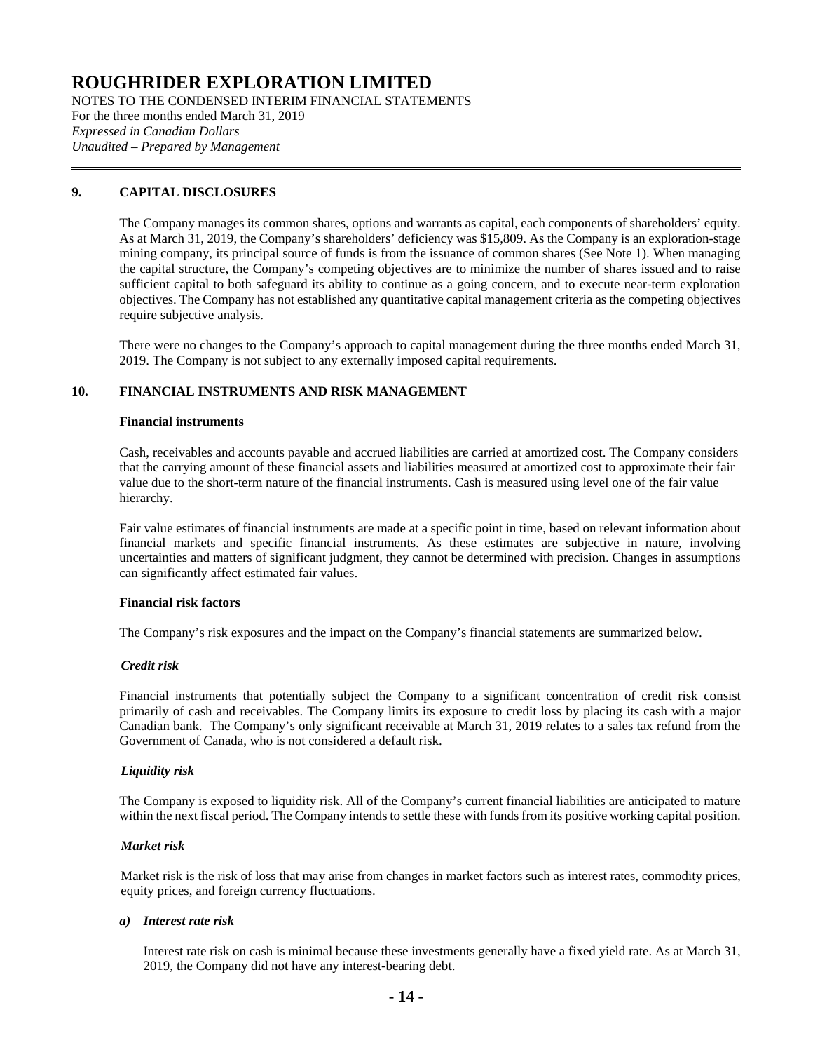## 9. CAPITAL DISCLOSURES

The Company manages its common shares, options and warrants as capital, each components of shareholders' equity. As at March 31, 2019, the Company's shareholders' deficiency was $15,809. As the Company is an exploration-stage mining company, its principal source of funds is from the issuance of common shares (See Note 1). When managing the capital structure, the Company's competing objectives are to minimize the number of shares issued and to raise sufficient capital to both safeguard its ability to continue as a going concern, and to execute near-term exploration objectives. The Company has not established any quantitative capital management criteria as the competing objectives require subjective analysis.

There were no changes to the Company's approach to capital management during the three months ended March 31, 2019. The Company is not subject to any externally imposed capital requirements.

## 10. FINANCIAL INSTRUMENTS AND RISK MANAGEMENT

**Financial instruments**

Cash, receivables and accounts payable and accrued liabilities are carried at amortized cost. The Company considers that the carrying amount of these financial assets and liabilities measured at amortized cost to approximate their fair value due to the short-term nature of the financial instruments. Cash is measured using level one of the fair value hierarchy.

Fair value estimates of financial instruments are made at a specific point in time, based on relevant information about financial markets and specific financial instruments. As these estimates are subjective in nature, involving uncertainties and matters of significant judgment, they cannot be determined with precision. Changes in assumptions can significantly affect estimated fair values.

**Financial risk factors**

The Company's risk exposures and the impact on the Company's financial statements are summarized below.

***Credit risk***

Financial instruments that potentially subject the Company to a significant concentration of credit risk consist primarily of cash and receivables. The Company limits its exposure to credit loss by placing its cash with a major Canadian bank. The Company's only significant receivable at March 31, 2019 relates to a sales tax refund from the Government of Canada, who is not considered a default risk.

***Liquidity risk***

The Company is exposed to liquidity risk. All of the Company's current financial liabilities are anticipated to mature within the next fiscal period. The Company intends to settle these with funds from its positive working capital position.

***Market risk***

Market risk is the risk of loss that may arise from changes in market factors such as interest rates, commodity prices, equity prices, and foreign currency fluctuations.

***a) Interest rate risk***

Interest rate risk on cash is minimal because these investments generally have a fixed yield rate. As at March 31, 2019, the Company did not have any interest-bearing debt.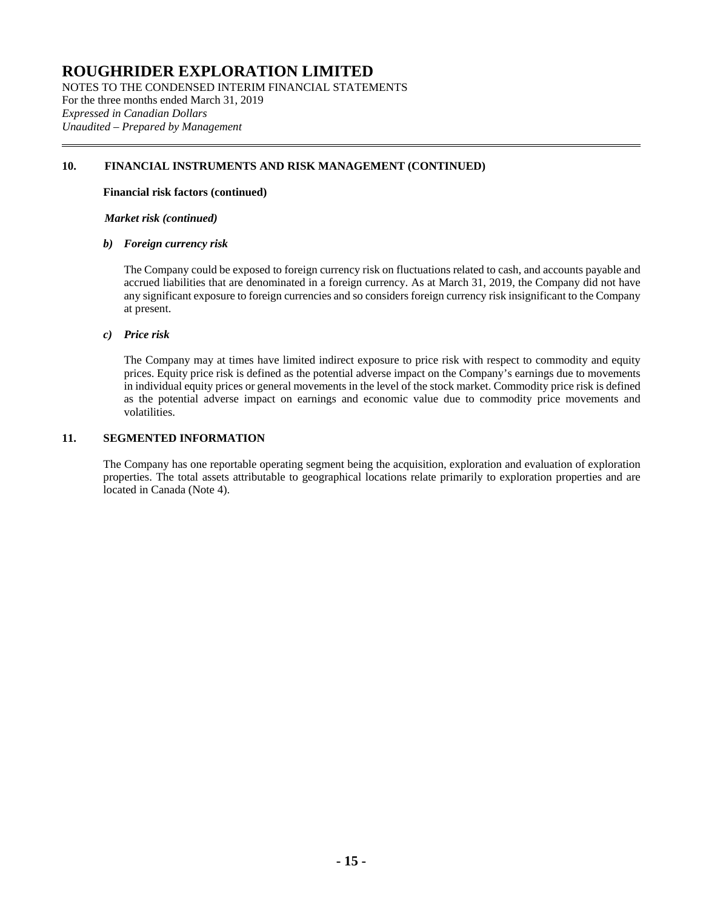## 10. FINANCIAL INSTRUMENTS AND RISK MANAGEMENT (CONTINUED)

**Financial risk factors (continued)**

*Market risk (continued)*

***b) Foreign currency risk***

The Company could be exposed to foreign currency risk on fluctuations related to cash, and accounts payable and accrued liabilities that are denominated in a foreign currency. As at March 31, 2019, the Company did not have any significant exposure to foreign currencies and so considers foreign currency risk insignificant to the Company at present.

***c) Price risk***

The Company may at times have limited indirect exposure to price risk with respect to commodity and equity prices. Equity price risk is defined as the potential adverse impact on the Company's earnings due to movements in individual equity prices or general movements in the level of the stock market. Commodity price risk is defined as the potential adverse impact on earnings and economic value due to commodity price movements and volatilities.

## 11. SEGMENTED INFORMATION

The Company has one reportable operating segment being the acquisition, exploration and evaluation of exploration properties. The total assets attributable to geographical locations relate primarily to exploration properties and are located in Canada (Note 4).